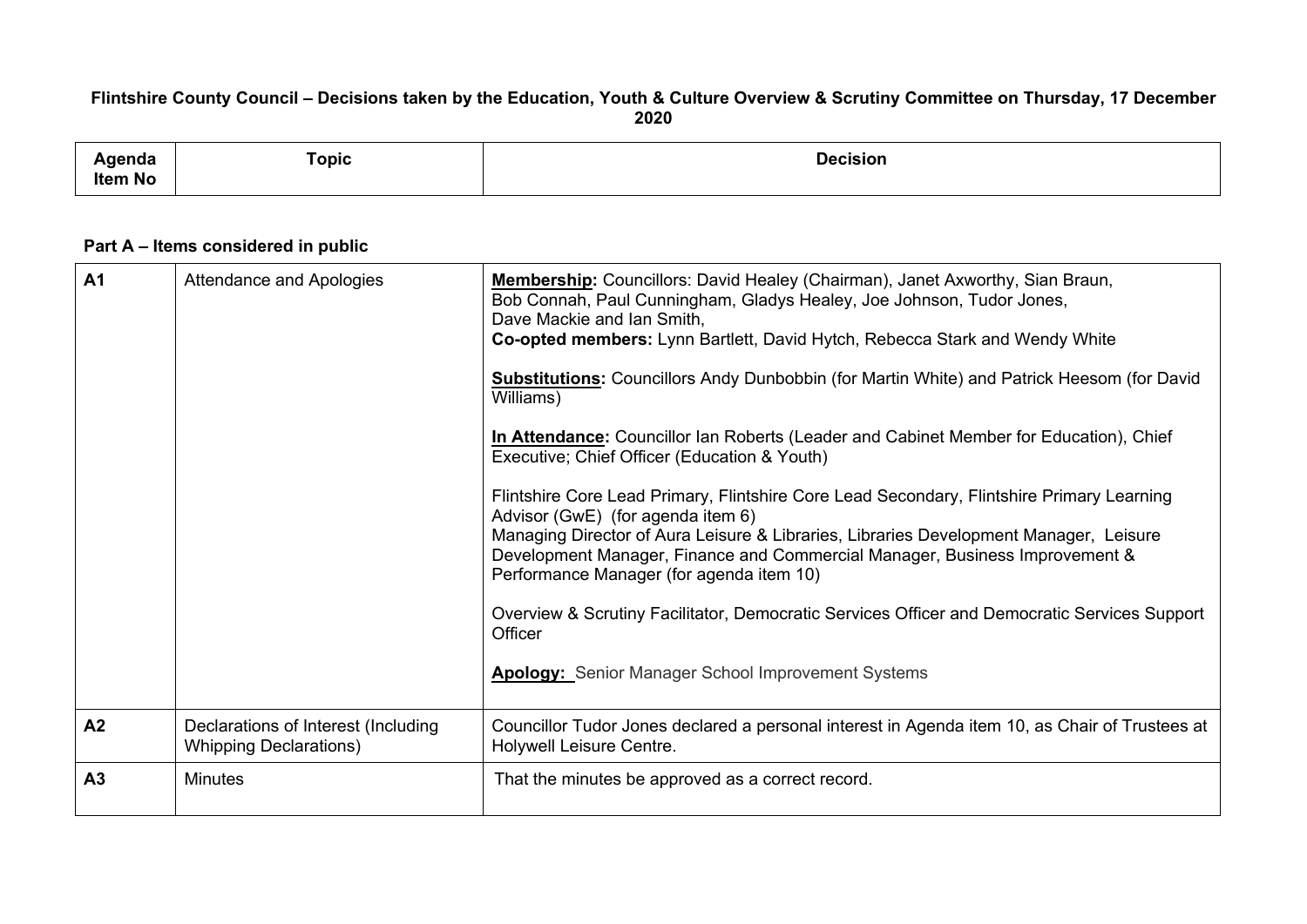**Flintshire County Council – Decisions taken by the Education, Youth & Culture Overview & Scrutiny Committee on Thursday, 17 December 2020**

**Part A – Items considered in public**

| Agenda Item No | Topic | Decision |
|---|---|---|
| A1 | Attendance and Apologies | **Membership:** Councillors: David Healey (Chairman), Janet Axworthy, Sian Braun, Bob Connah, Paul Cunningham, Gladys Healey, Joe Johnson, Tudor Jones, Dave Mackie and Ian Smith,<br>**Co-opted members:** Lynn Bartlett, David Hytch, Rebecca Stark and Wendy White<br><br>**Substitutions:** Councillors Andy Dunbobbin (for Martin White) and Patrick Heesom (for David Williams)<br><br>**In Attendance:** Councillor Ian Roberts (Leader and Cabinet Member for Education), Chief Executive; Chief Officer (Education & Youth)<br><br>Flintshire Core Lead Primary, Flintshire Core Lead Secondary, Flintshire Primary Learning Advisor (GwE) (for agenda item 6)<br>Managing Director of Aura Leisure & Libraries, Libraries Development Manager, Leisure Development Manager, Finance and Commercial Manager, Business Improvement & Performance Manager (for agenda item 10)<br><br>Overview & Scrutiny Facilitator, Democratic Services Officer and Democratic Services Support Officer<br><br>**Apology:** Senior Manager School Improvement Systems |
| A2 | Declarations of Interest (Including Whipping Declarations) | Councillor Tudor Jones declared a personal interest in Agenda item 10, as Chair of Trustees at Holywell Leisure Centre. |
| A3 | Minutes | That the minutes be approved as a correct record. |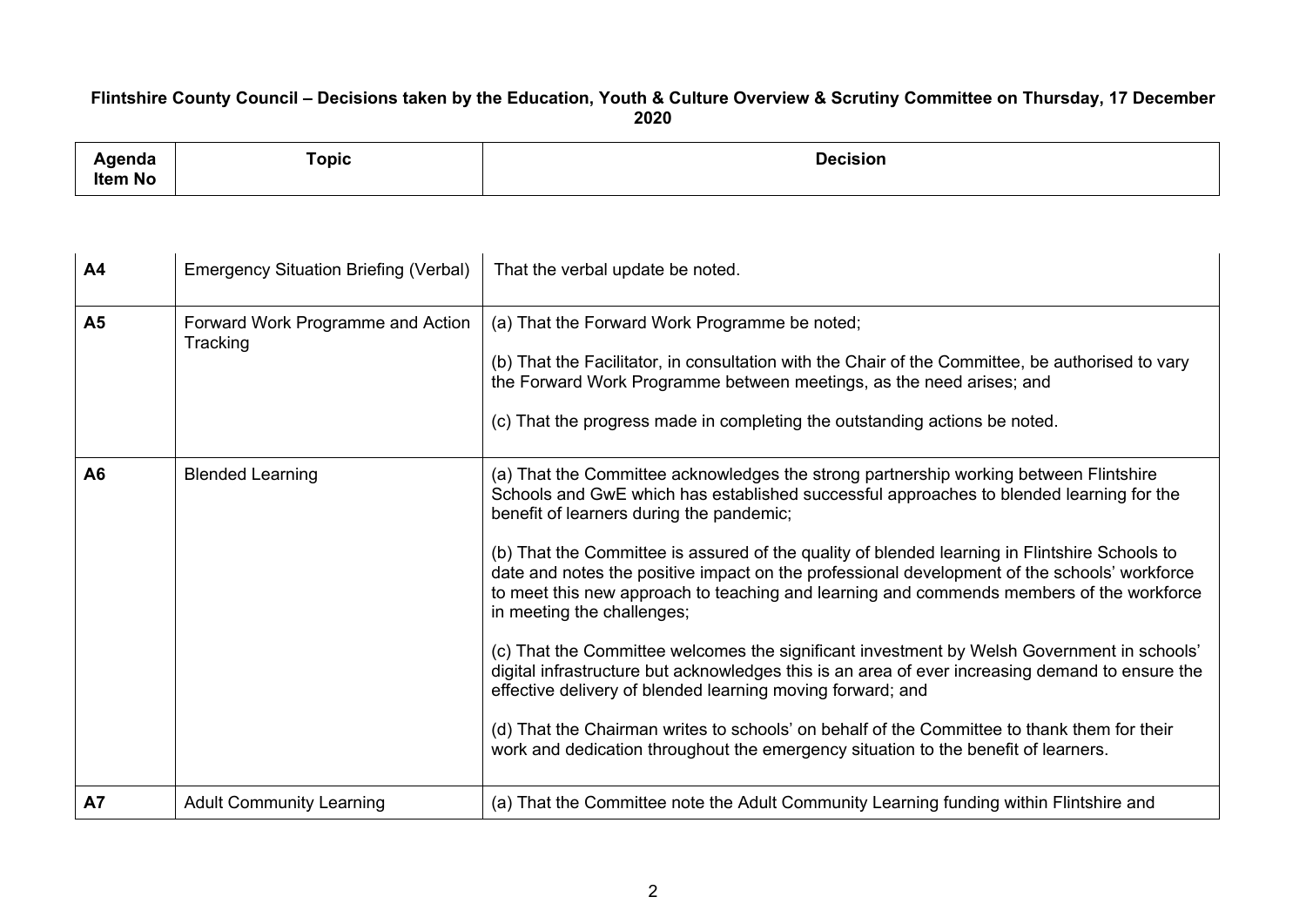**Flintshire County Council – Decisions taken by the Education, Youth & Culture Overview & Scrutiny Committee on Thursday, 17 December 2020**

| Agenda Item No | Topic | Decision |
|---|---|---|
| **A4** | Emergency Situation Briefing (Verbal) | That the verbal update be noted. |
| **A5** | Forward Work Programme and Action Tracking | (a) That the Forward Work Programme be noted;<br><br>(b) That the Facilitator, in consultation with the Chair of the Committee, be authorised to vary the Forward Work Programme between meetings, as the need arises; and<br><br>(c) That the progress made in completing the outstanding actions be noted. |
| **A6** | Blended Learning | (a) That the Committee acknowledges the strong partnership working between Flintshire Schools and GwE which has established successful approaches to blended learning for the benefit of learners during the pandemic;<br><br>(b) That the Committee is assured of the quality of blended learning in Flintshire Schools to date and notes the positive impact on the professional development of the schools' workforce to meet this new approach to teaching and learning and commends members of the workforce in meeting the challenges;<br><br>(c) That the Committee welcomes the significant investment by Welsh Government in schools' digital infrastructure but acknowledges this is an area of ever increasing demand to ensure the effective delivery of blended learning moving forward; and<br><br>(d) That the Chairman writes to schools' on behalf of the Committee to thank them for their work and dedication throughout the emergency situation to the benefit of learners. |
| **A7** | Adult Community Learning | (a) That the Committee note the Adult Community Learning funding within Flintshire and |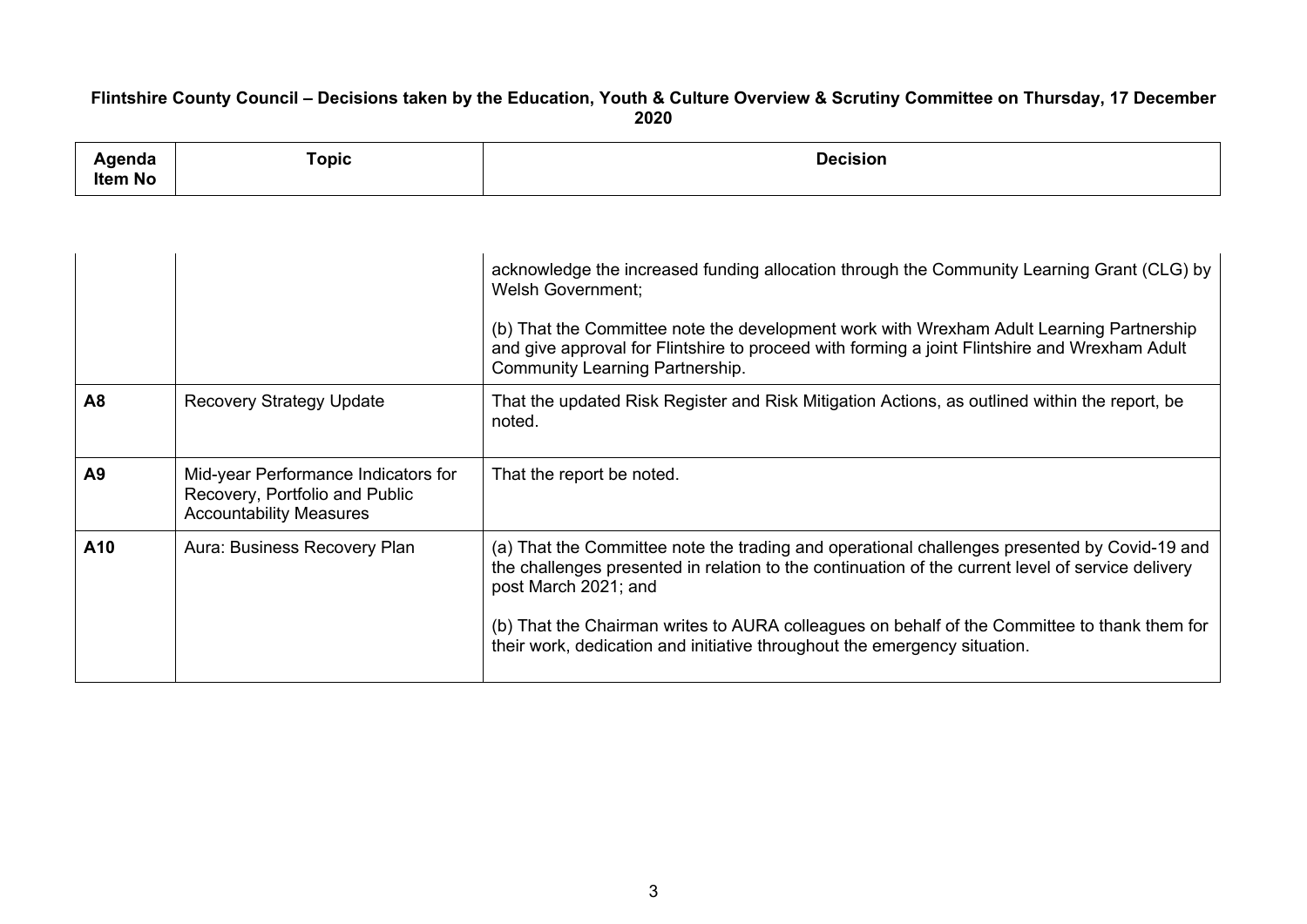**Flintshire County Council – Decisions taken by the Education, Youth & Culture Overview & Scrutiny Committee on Thursday, 17 December 2020**

| Agenda Item No | Topic | Decision |
|---|---|---|
| | | acknowledge the increased funding allocation through the Community Learning Grant (CLG) by Welsh Government;<br><br>(b) That the Committee note the development work with Wrexham Adult Learning Partnership and give approval for Flintshire to proceed with forming a joint Flintshire and Wrexham Adult Community Learning Partnership. |
| **A8** | Recovery Strategy Update | That the updated Risk Register and Risk Mitigation Actions, as outlined within the report, be noted. |
| **A9** | Mid-year Performance Indicators for Recovery, Portfolio and Public Accountability Measures | That the report be noted. |
| **A10** | Aura: Business Recovery Plan | (a) That the Committee note the trading and operational challenges presented by Covid-19 and the challenges presented in relation to the continuation of the current level of service delivery post March 2021; and<br><br>(b) That the Chairman writes to AURA colleagues on behalf of the Committee to thank them for their work, dedication and initiative throughout the emergency situation. |